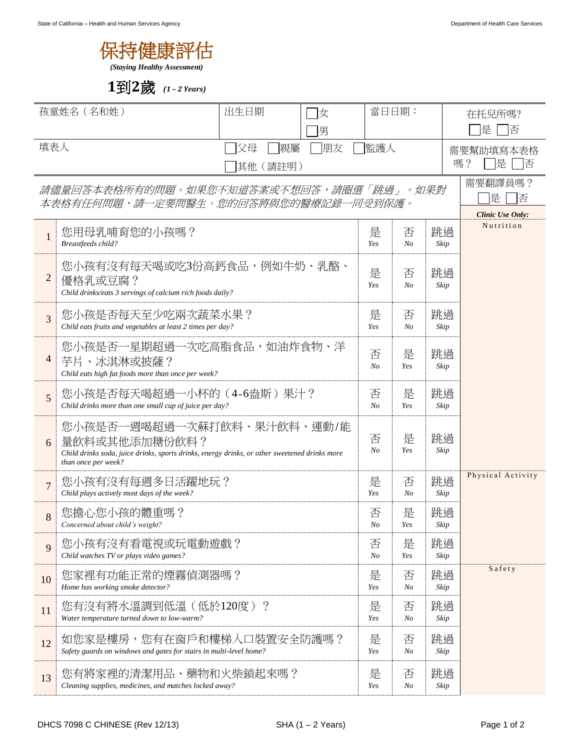# 保持健康評估

***(Staying Healthy Assessment)***

## 1到2歲 *(1 - 2 Years)*

| 孩童姓名（名和姓） | 出生日期 | ☐女 ☐男 | 當日日期： | 在托兒所嗎? ☐是 ☐否 |
|---|---|---|---|---|
| 填表人 | ☐父母 ☐親屬 ☐朋友 ☐監護人 ☐其他（請註明） | | | 需要幫助填寫本表格嗎？ ☐是 ☐否 |

*請儘量回答本表格所有的問題。如果您不知道答案或不想回答，請圈選「跳過」。如果對本表格有任何問題，請一定要問醫生。您的回答將與您的醫療記錄一同受到保護。*

需要翻譯員嗎？ ☐是 ☐否

| # | 問題 | | | | ***Clinic Use Only:*** |
|---|---|---|---|---|---|
| 1 | 您用母乳哺育您的小孩嗎？ *Breastfeeds child?* | 是 *Yes* | 否 *No* | 跳過 *Skip* | Nutrition |
| 2 | 您小孩有沒有每天喝或吃3份高鈣食品，例如牛奶、乳酪、優格乳或豆腐？ *Child drinks/eats 3 servings of calcium rich foods daily?* | 是 *Yes* | 否 *No* | 跳過 *Skip* | |
| 3 | 您小孩是否每天至少吃兩次蔬菜水果？ *Child eats fruits and vegetables at least 2 times per day?* | 是 *Yes* | 否 *No* | 跳過 *Skip* | |
| 4 | 您小孩是否一星期超過一次吃高脂食品，如油炸食物、洋芋片、冰淇淋或披薩？ *Child eats high fat foods more than once per week?* | 否 *No* | 是 *Yes* | 跳過 *Skip* | |
| 5 | 您小孩是否每天喝超過一小杯的（4-6盎斯）果汁？ *Child drinks more than one small cup of juice per day?* | 否 *No* | 是 *Yes* | 跳過 *Skip* | |
| 6 | 您小孩是否一週喝超過一次蘇打飲料、果汁飲料、運動/能量飲料或其他添加糖份飲料？ *Child drinks soda, juice drinks, sports drinks, energy drinks, or other sweetened drinks more than once per week?* | 否 *No* | 是 *Yes* | 跳過 *Skip* | |
| 7 | 您小孩有沒有每週多日活躍地玩？ *Child plays actively most days of the week?* | 是 *Yes* | 否 *No* | 跳過 *Skip* | Physical Activity |
| 8 | 您擔心您小孩的體重嗎？ *Concerned about child's weight?* | 否 *No* | 是 *Yes* | 跳過 *Skip* | |
| 9 | 您小孩有沒有看電視或玩電動遊戲？ *Child watches TV or plays video games?* | 否 *No* | 是 *Yes* | 跳過 *Skip* | |
| 10 | 您家裡有功能正常的煙霧偵測器嗎？ *Home has working smoke detector?* | 是 *Yes* | 否 *No* | 跳過 *Skip* | Safety |
| 11 | 您有沒有將水溫調到低溫（低於120度）？ *Water temperature turned down to low-warm?* | 是 *Yes* | 否 *No* | 跳過 *Skip* | |
| 12 | 如您家是樓房，您有在窗戶和樓梯入口裝置安全防護嗎？ *Safety guards on windows and gates for stairs in multi-level home?* | 是 *Yes* | 否 *No* | 跳過 *Skip* | |
| 13 | 您有將家裡的清潔用品、藥物和火柴鎖起來嗎？ *Cleaning supplies, medicines, and matches locked away?* | 是 *Yes* | 否 *No* | 跳過 *Skip* | |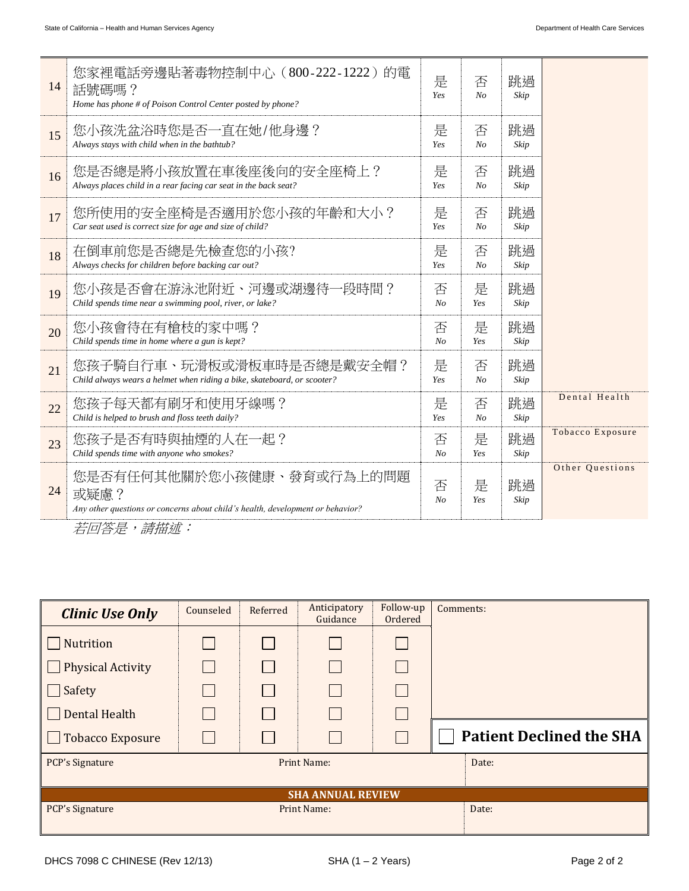| | | | | | |
|---|---|---|---|---|---|
| 14 | 您家裡電話旁邊貼著毒物控制中心（800-222-1222）的電話號碼嗎？<br>*Home has phone # of Poison Control Center posted by phone?* | 是<br>*Yes* | 否<br>*No* | 跳過<br>*Skip* | |
| 15 | 您小孩洗盆浴時您是否一直在她/他身邊？<br>*Always stays with child when in the bathtub?* | 是<br>*Yes* | 否<br>*No* | 跳過<br>*Skip* | |
| 16 | 您是否總是將小孩放置在車後座後向的安全座椅上？<br>*Always places child in a rear facing car seat in the back seat?* | 是<br>*Yes* | 否<br>*No* | 跳過<br>*Skip* | |
| 17 | 您所使用的安全座椅是否適用於您小孩的年齡和大小？<br>*Car seat used is correct size for age and size of child?* | 是<br>*Yes* | 否<br>*No* | 跳過<br>*Skip* | |
| 18 | 在倒車前您是否總是先檢查您的小孩?<br>*Always checks for children before backing car out?* | 是<br>*Yes* | 否<br>*No* | 跳過<br>*Skip* | |
| 19 | 您小孩是否會在游泳池附近、河邊或湖邊待一段時間？<br>*Child spends time near a swimming pool, river, or lake?* | 否<br>*No* | 是<br>*Yes* | 跳過<br>*Skip* | |
| 20 | 您小孩會待在有槍枝的家中嗎？<br>*Child spends time in home where a gun is kept?* | 否<br>*No* | 是<br>*Yes* | 跳過<br>*Skip* | |
| 21 | 您孩子騎自行車、玩滑板或滑板車時是否總是戴安全帽？<br>*Child always wears a helmet when riding a bike, skateboard, or scooter?* | 是<br>*Yes* | 否<br>*No* | 跳過<br>*Skip* | |
| 22 | 您孩子每天都有刷牙和使用牙線嗎？<br>*Child is helped to brush and floss teeth daily?* | 是<br>*Yes* | 否<br>*No* | 跳過<br>*Skip* | Dental Health |
| 23 | 您孩子是否有時與抽煙的人在一起？<br>*Child spends time with anyone who smokes?* | 否<br>*No* | 是<br>*Yes* | 跳過<br>*Skip* | Tobacco Exposure |
| 24 | 您是否有任何其他關於您小孩健康、發育或行為上的問題或疑慮？<br>*Any other questions or concerns about child's health, development or behavior?* | 否<br>*No* | 是<br>*Yes* | 跳過<br>*Skip* | Other Questions |

*若回答是，請描述：*

| ***Clinic Use Only*** | Counseled | Referred | Anticipatory Guidance | Follow-up Ordered | Comments: |
|---|---|---|---|---|---|
| ☐ Nutrition | ☐ | ☐ | ☐ | ☐ | |
| ☐ Physical Activity | ☐ | ☐ | ☐ | ☐ | |
| ☐ Safety | ☐ | ☐ | ☐ | ☐ | |
| ☐ Dental Health | ☐ | ☐ | ☐ | ☐ | |
| ☐ Tobacco Exposure | ☐ | ☐ | ☐ | ☐ | ☐ **Patient Declined the SHA** |

| PCP's Signature | Print Name: | Date: |
|---|---|---|
| | | |

**SHA ANNUAL REVIEW**

| PCP's Signature | Print Name: | Date: |
|---|---|---|
| | | |